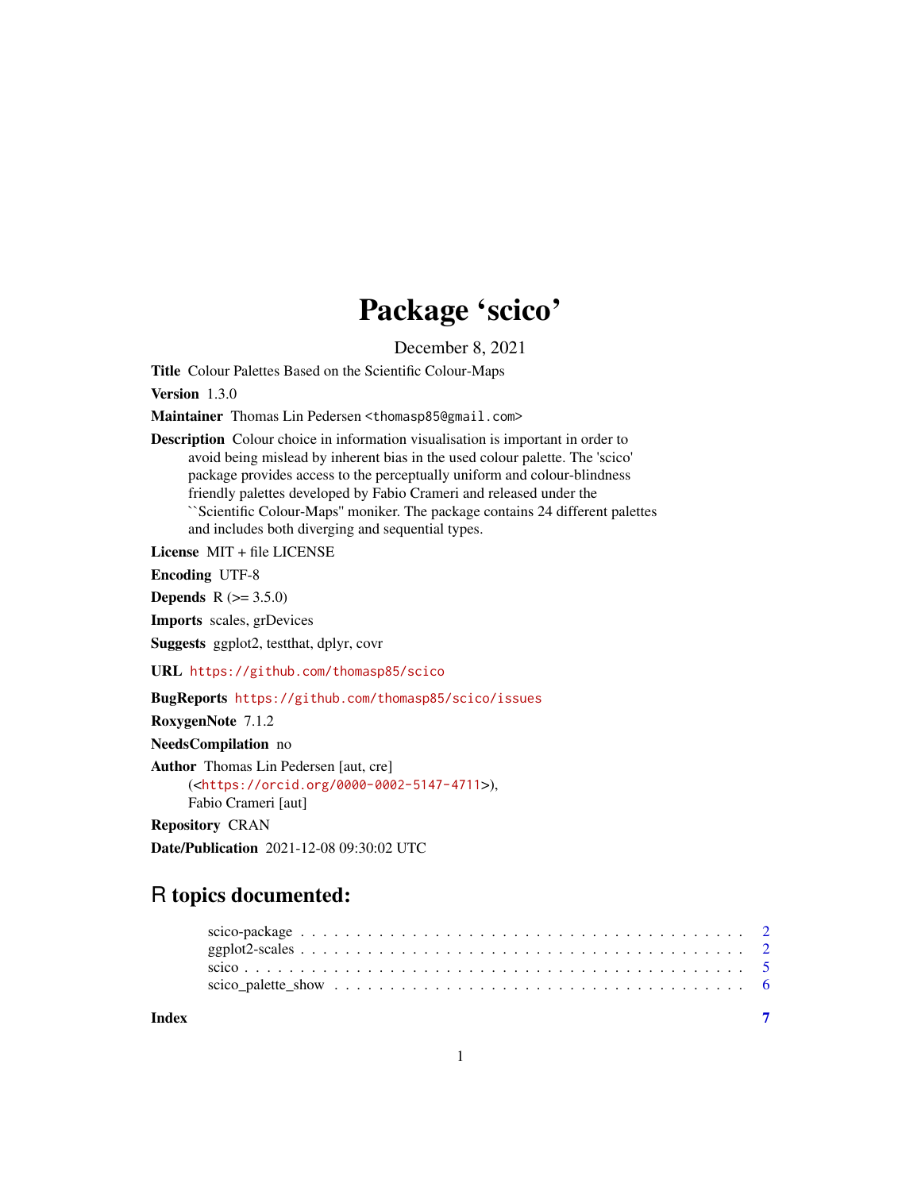# Package 'scico'

December 8, 2021

**Title** Colour Palettes Based on the Scientific Colour-Maps

**Version** 1.3.0

**Maintainer** Thomas Lin Pedersen <thomasp85@gmail.com>

**Description** Colour choice in information visualisation is important in order to avoid being mislead by inherent bias in the used colour palette. The 'scico' package provides access to the perceptually uniform and colour-blindness friendly palettes developed by Fabio Crameri and released under the ``Scientific Colour-Maps'' moniker. The package contains 24 different palettes and includes both diverging and sequential types.

**License** MIT + file LICENSE

**Encoding** UTF-8

**Depends** R (>= 3.5.0)

**Imports** scales, grDevices

**Suggests** ggplot2, testthat, dplyr, covr

**URL** https://github.com/thomasp85/scico

**BugReports** https://github.com/thomasp85/scico/issues

**RoxygenNote** 7.1.2

**NeedsCompilation** no

**Author** Thomas Lin Pedersen [aut, cre] (<https://orcid.org/0000-0002-5147-4711>), Fabio Crameri [aut]

**Repository** CRAN

**Date/Publication** 2021-12-08 09:30:02 UTC

## R topics documented:

- scico-package . . . . . . . . . . . . . . . . . . . . . . . . . . . . . . . . . . . . . . 2
- ggplot2-scales . . . . . . . . . . . . . . . . . . . . . . . . . . . . . . . . . . . . . . 2
- scico . . . . . . . . . . . . . . . . . . . . . . . . . . . . . . . . . . . . . . . . . . . 5
- scico_palette_show . . . . . . . . . . . . . . . . . . . . . . . . . . . . . . . . . . . 6

**Index** 7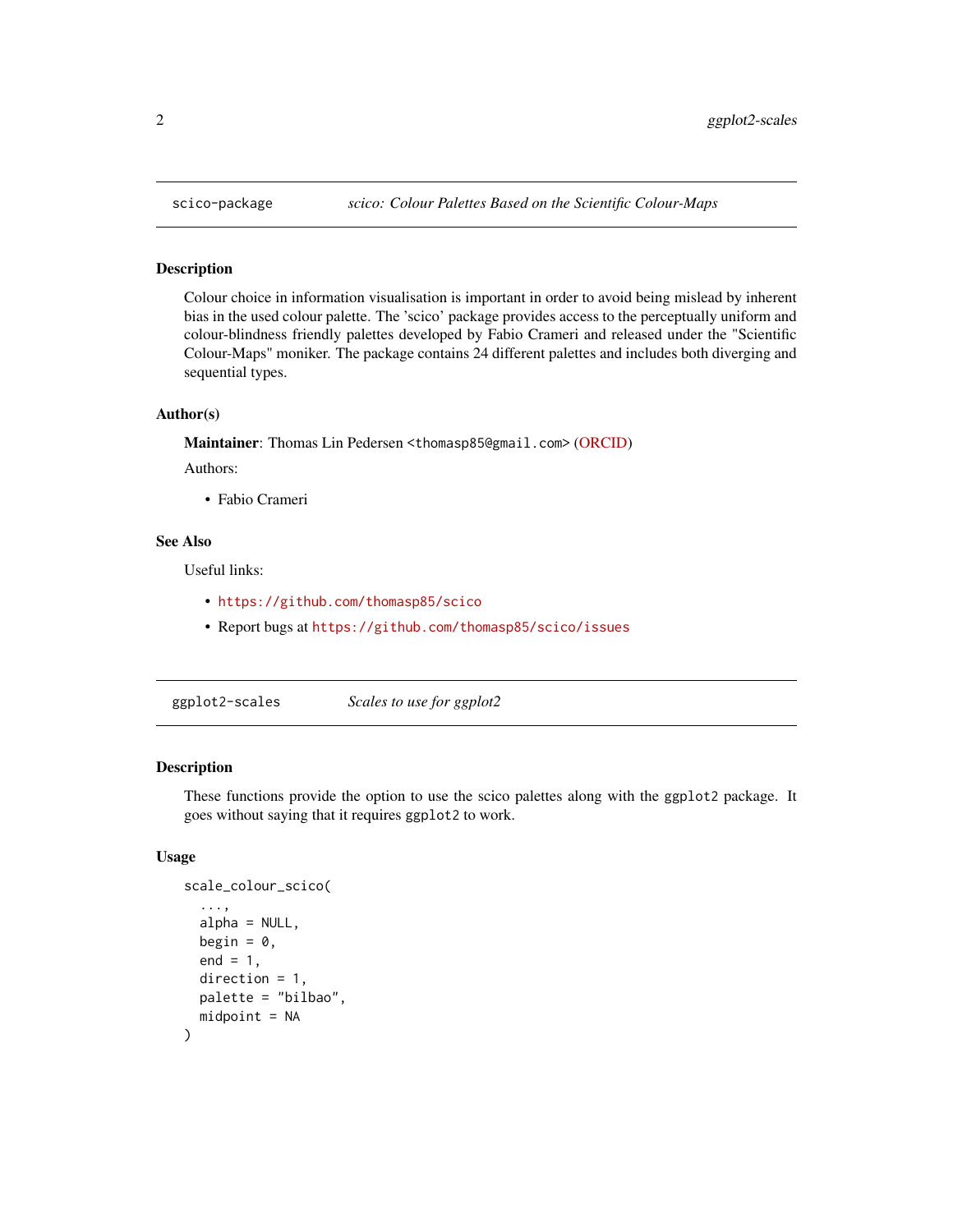## scico-package — *scico: Colour Palettes Based on the Scientific Colour-Maps*

### Description

Colour choice in information visualisation is important in order to avoid being mislead by inherent bias in the used colour palette. The 'scico' package provides access to the perceptually uniform and colour-blindness friendly palettes developed by Fabio Crameri and released under the "Scientific Colour-Maps" moniker. The package contains 24 different palettes and includes both diverging and sequential types.

### Author(s)

**Maintainer**: Thomas Lin Pedersen <thomasp85@gmail.com> (ORCID)

Authors:

- Fabio Crameri

### See Also

Useful links:

- https://github.com/thomasp85/scico
- Report bugs at https://github.com/thomasp85/scico/issues

## ggplot2-scales — *Scales to use for ggplot2*

### Description

These functions provide the option to use the scico palettes along with the ggplot2 package. It goes without saying that it requires ggplot2 to work.

### Usage

```
scale_colour_scico(
  ...,
  alpha = NULL,
  begin = 0,
  end = 1,
  direction = 1,
  palette = "bilbao",
  midpoint = NA
)
```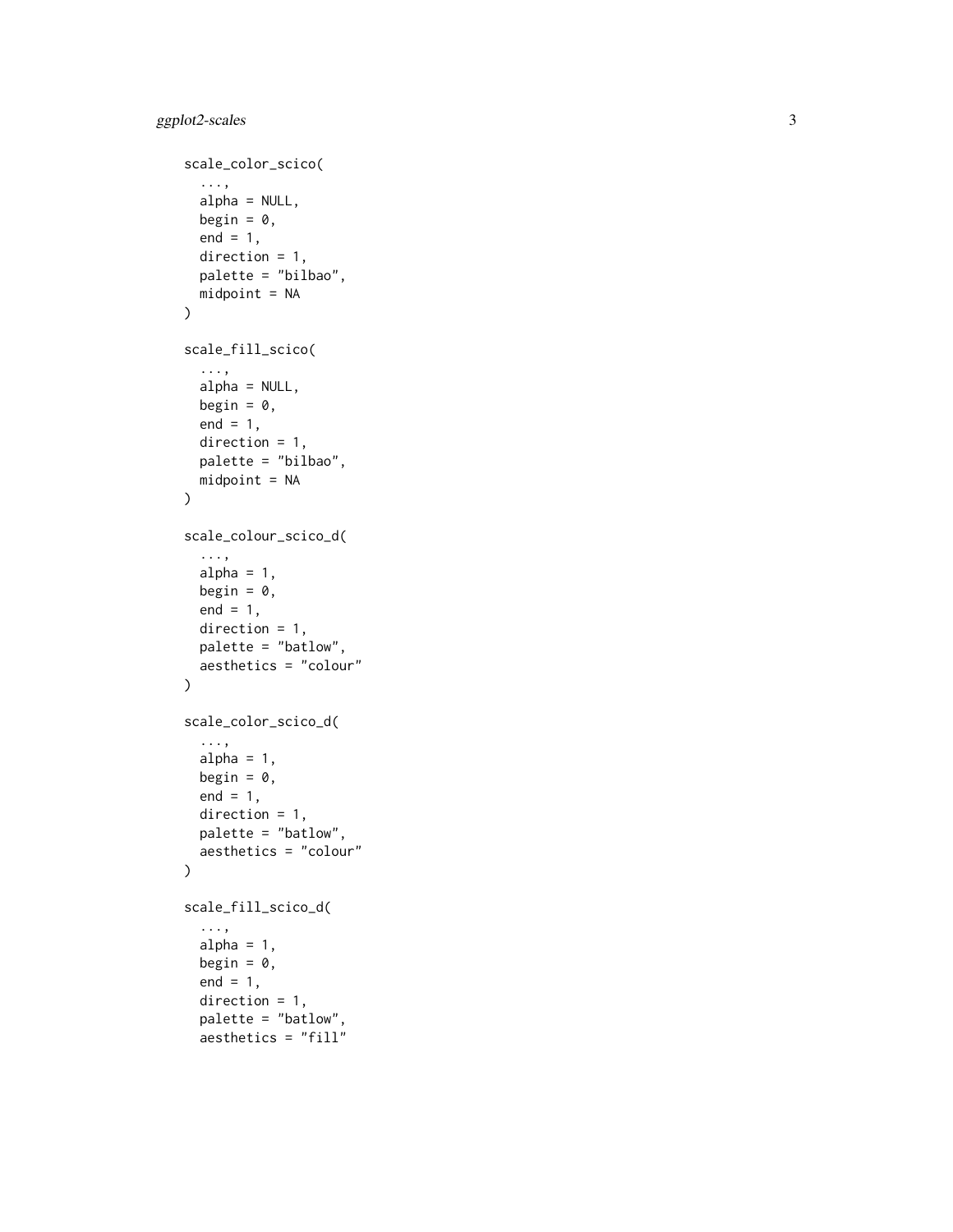```
scale_color_scico(
  ...,
  alpha = NULL,
  begin = 0,
  end = 1,
  direction = 1,
  palette = "bilbao",
  midpoint = NA
)

scale_fill_scico(
  ...,
  alpha = NULL,
  begin = 0,
  end = 1,
  direction = 1,
  palette = "bilbao",
  midpoint = NA
)

scale_colour_scico_d(
  ...,
  alpha = 1,
  begin = 0,
  end = 1,
  direction = 1,
  palette = "batlow",
  aesthetics = "colour"
)

scale_color_scico_d(
  ...,
  alpha = 1,
  begin = 0,
  end = 1,
  direction = 1,
  palette = "batlow",
  aesthetics = "colour"
)

scale_fill_scico_d(
  ...,
  alpha = 1,
  begin = 0,
  end = 1,
  direction = 1,
  palette = "batlow",
  aesthetics = "fill"
```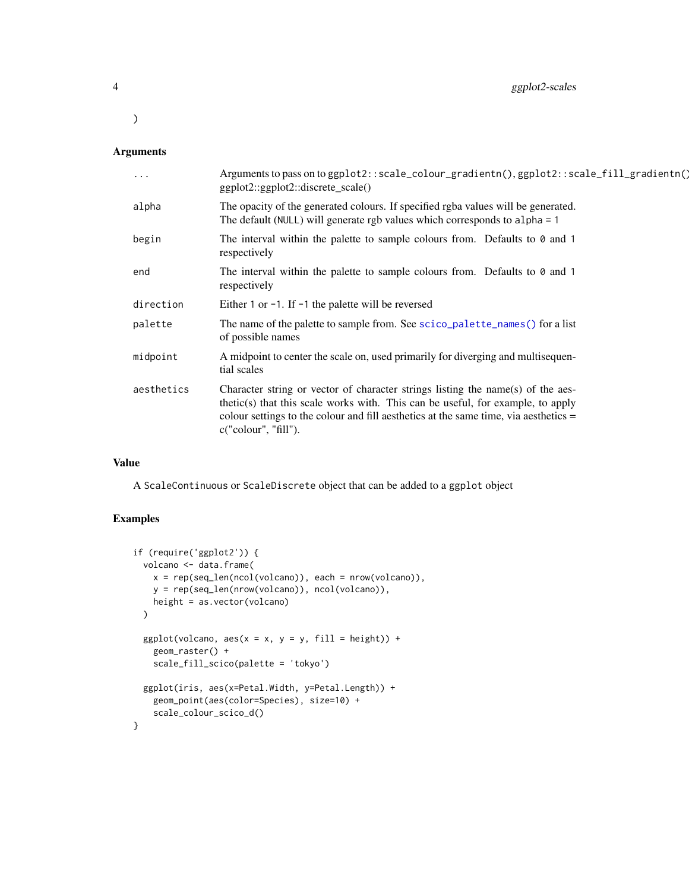)

### Arguments

| | |
|---|---|
| ... | Arguments to pass on to ggplot2::scale_colour_gradientn(), ggplot2::scale_fill_gradientn(), ggplot2::ggplot2::discrete_scale() |
| alpha | The opacity of the generated colours. If specified rgba values will be generated. The default (NULL) will generate rgb values which corresponds to alpha = 1 |
| begin | The interval within the palette to sample colours from. Defaults to 0 and 1 respectively |
| end | The interval within the palette to sample colours from. Defaults to 0 and 1 respectively |
| direction | Either 1 or -1. If -1 the palette will be reversed |
| palette | The name of the palette to sample from. See scico_palette_names() for a list of possible names |
| midpoint | A midpoint to center the scale on, used primarily for diverging and multisequential scales |
| aesthetics | Character string or vector of character strings listing the name(s) of the aesthetic(s) that this scale works with. This can be useful, for example, to apply colour settings to the colour and fill aesthetics at the same time, via aesthetics = c("colour", "fill"). |

### Value

A ScaleContinuous or ScaleDiscrete object that can be added to a ggplot object

### Examples

```
if (require('ggplot2')) {
  volcano <- data.frame(
    x = rep(seq_len(ncol(volcano)), each = nrow(volcano)),
    y = rep(seq_len(nrow(volcano)), ncol(volcano)),
    height = as.vector(volcano)
  )

  ggplot(volcano, aes(x = x, y = y, fill = height)) +
    geom_raster() +
    scale_fill_scico(palette = 'tokyo')

  ggplot(iris, aes(x=Petal.Width, y=Petal.Length)) +
    geom_point(aes(color=Species), size=10) +
    scale_colour_scico_d()
}
```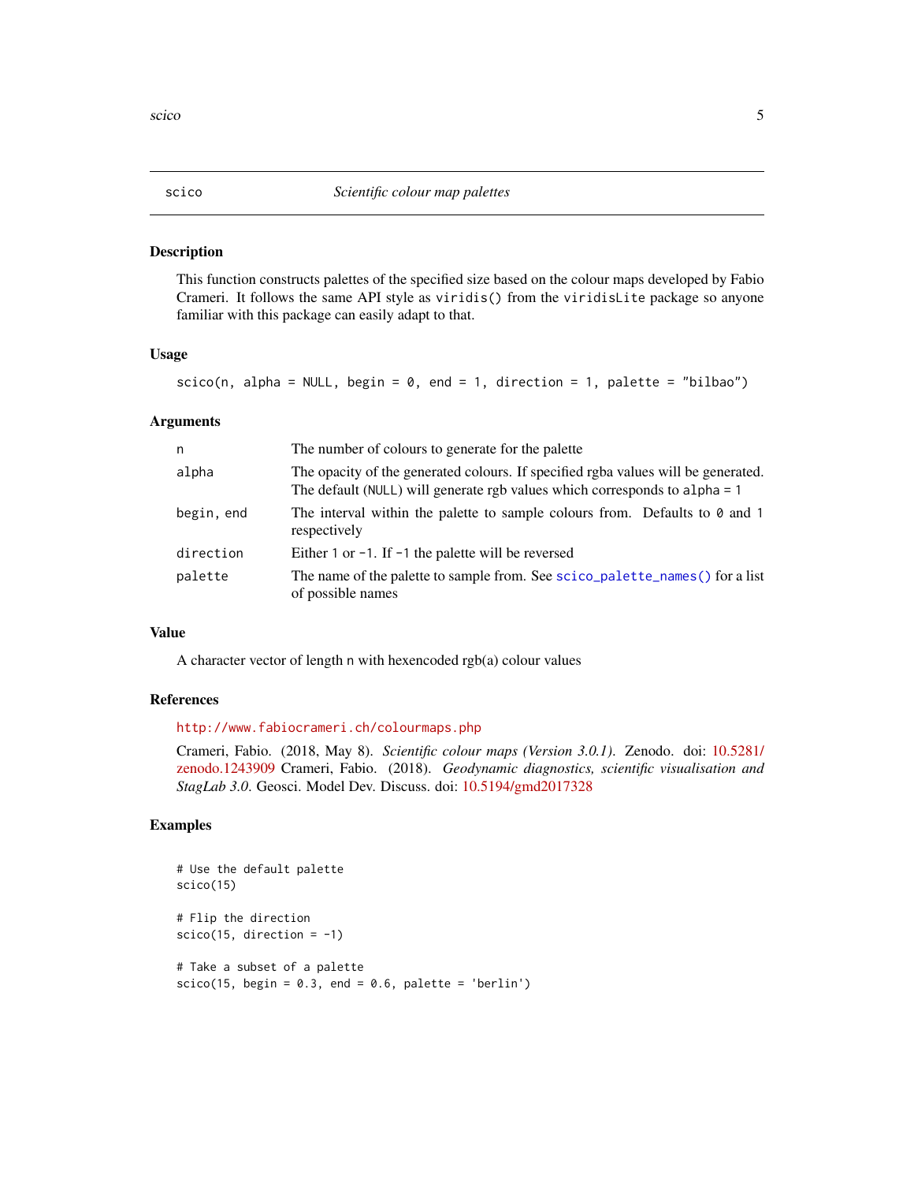## scico — *Scientific colour map palettes*

### Description

This function constructs palettes of the specified size based on the colour maps developed by Fabio Crameri. It follows the same API style as `viridis()` from the `viridisLite` package so anyone familiar with this package can easily adapt to that.

### Usage

```
scico(n, alpha = NULL, begin = 0, end = 1, direction = 1, palette = "bilbao")
```

### Arguments

| | |
|---|---|
| `n` | The number of colours to generate for the palette |
| `alpha` | The opacity of the generated colours. If specified rgba values will be generated. The default (`NULL`) will generate rgb values which corresponds to `alpha = 1` |
| `begin, end` | The interval within the palette to sample colours from. Defaults to `0` and `1` respectively |
| `direction` | Either `1` or `-1`. If `-1` the palette will be reversed |
| `palette` | The name of the palette to sample from. See `scico_palette_names()` for a list of possible names |

### Value

A character vector of length `n` with hexencoded rgb(a) colour values

### References

http://www.fabiocrameri.ch/colourmaps.php

Crameri, Fabio. (2018, May 8). *Scientific colour maps (Version 3.0.1).* Zenodo. doi: 10.5281/zenodo.1243909 Crameri, Fabio. (2018). *Geodynamic diagnostics, scientific visualisation and StagLab 3.0*. Geosci. Model Dev. Discuss. doi: 10.5194/gmd2017328

### Examples

```
# Use the default palette
scico(15)

# Flip the direction
scico(15, direction = -1)

# Take a subset of a palette
scico(15, begin = 0.3, end = 0.6, palette = 'berlin')
```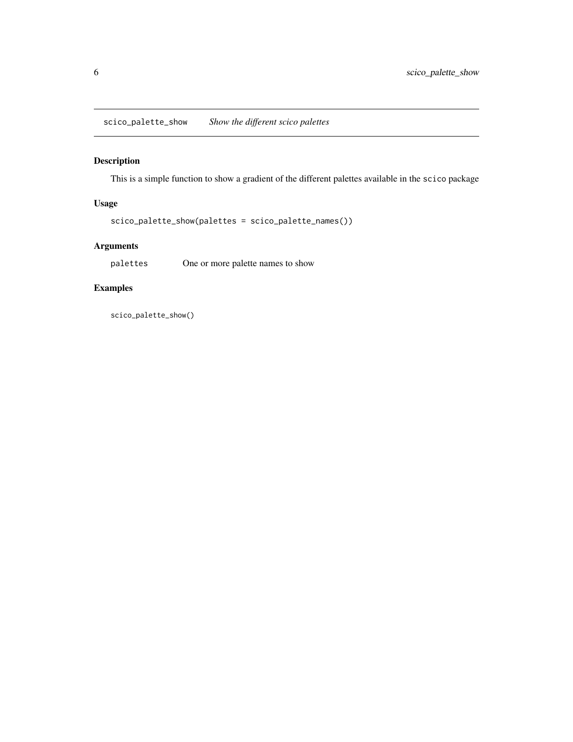## scico_palette_show — *Show the different scico palettes*

### Description

This is a simple function to show a gradient of the different palettes available in the `scico` package

### Usage

```
scico_palette_show(palettes = scico_palette_names())
```

### Arguments

| | |
|---|---|
| palettes | One or more palette names to show |

### Examples

```
scico_palette_show()
```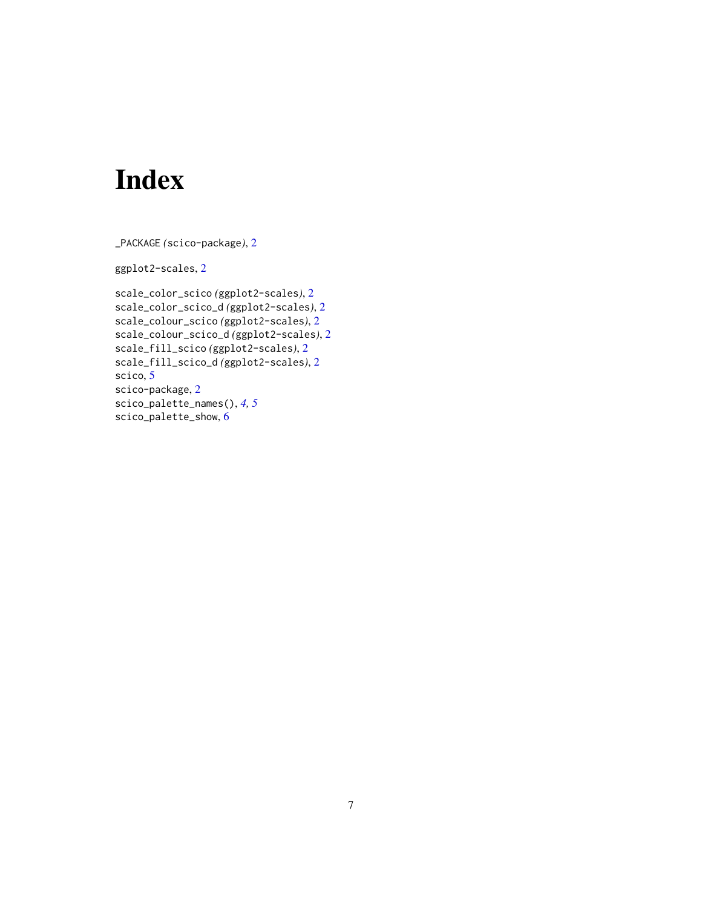# Index

_PACKAGE (scico-package), 2

ggplot2-scales, 2

scale_color_scico (ggplot2-scales), 2
scale_color_scico_d (ggplot2-scales), 2
scale_colour_scico (ggplot2-scales), 2
scale_colour_scico_d (ggplot2-scales), 2
scale_fill_scico (ggplot2-scales), 2
scale_fill_scico_d (ggplot2-scales), 2
scico, 5
scico-package, 2
scico_palette_names(), *4, 5*
scico_palette_show, 6